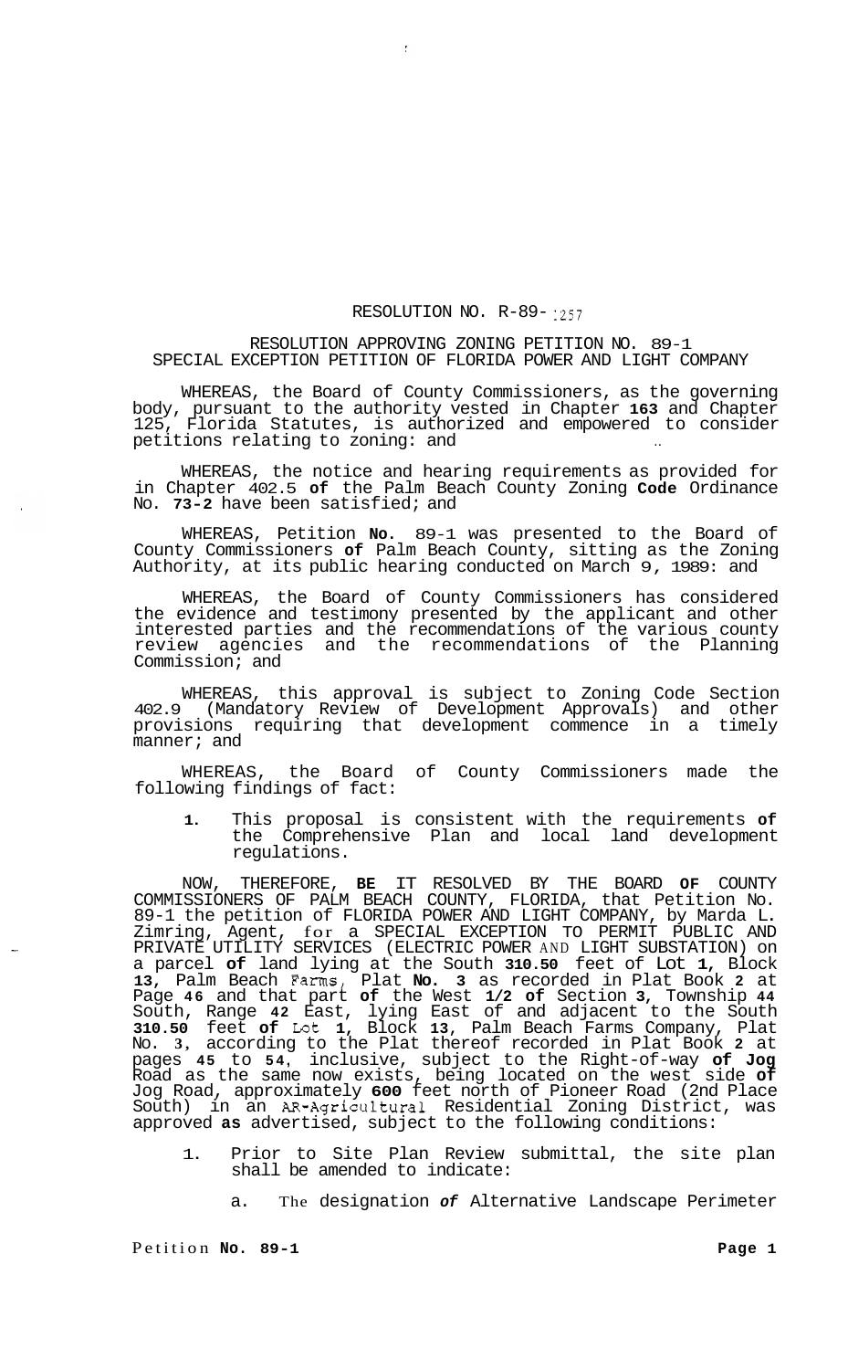RESOLUTION NO. R-89-1257

RESOLUTION APPROVING ZONING PETITION NO. 89-1
SPECIAL EXCEPTION PETITION OF FLORIDA POWER AND LIGHT COMPANY

WHEREAS, the Board of County Commissioners, as the governing body, pursuant to the authority vested in Chapter 163 and Chapter 125, Florida Statutes, is authorized and empowered to consider petitions relating to zoning: and

WHEREAS, the notice and hearing requirements as provided for in Chapter 402.5 of the Palm Beach County Zoning Code Ordinance No. 73-2 have been satisfied; and

WHEREAS, Petition No. 89-1 was presented to the Board of County Commissioners of Palm Beach County, sitting as the Zoning Authority, at its public hearing conducted on March 9, 1989: and

WHEREAS, the Board of County Commissioners has considered the evidence and testimony presented by the applicant and other interested parties and the recommendations of the various county review agencies and the recommendations of the Planning Commission; and

WHEREAS, this approval is subject to Zoning Code Section 402.9 (Mandatory Review of Development Approvals) and other provisions requiring that development commence in a timely manner; and

WHEREAS, the Board of County Commissioners made the following findings of fact:

1. This proposal is consistent with the requirements of the Comprehensive Plan and local land development regulations.

NOW, THEREFORE, BE IT RESOLVED BY THE BOARD OF COUNTY COMMISSIONERS OF PALM BEACH COUNTY, FLORIDA, that Petition No. 89-1 the petition of FLORIDA POWER AND LIGHT COMPANY, by Marda L. Zimring, Agent, for a SPECIAL EXCEPTION TO PERMIT PUBLIC AND PRIVATE UTILITY SERVICES (ELECTRIC POWER AND LIGHT SUBSTATION) on a parcel of land lying at the South 310.50 feet of Lot 1, Block 13, Palm Beach Farms, Plat No. 3 as recorded in Plat Book 2 at Page 46 and that part of the West 1/2 of Section 3, Township 44 South, Range 42 East, lying East of and adjacent to the South 310.50 feet of Lot 1, Block 13, Palm Beach Farms Company, Plat No. 3, according to the Plat thereof recorded in Plat Book 2 at pages 45 to 54, inclusive, subject to the Right-of-way of Jog Road as the same now exists, being located on the west side of Jog Road, approximately 600 feet north of Pioneer Road (2nd Place South) in an AR-Agricultural Residential Zoning District, was approved as advertised, subject to the following conditions:

1. Prior to Site Plan Review submittal, the site plan shall be amended to indicate:

   a. The designation of Alternative Landscape Perimeter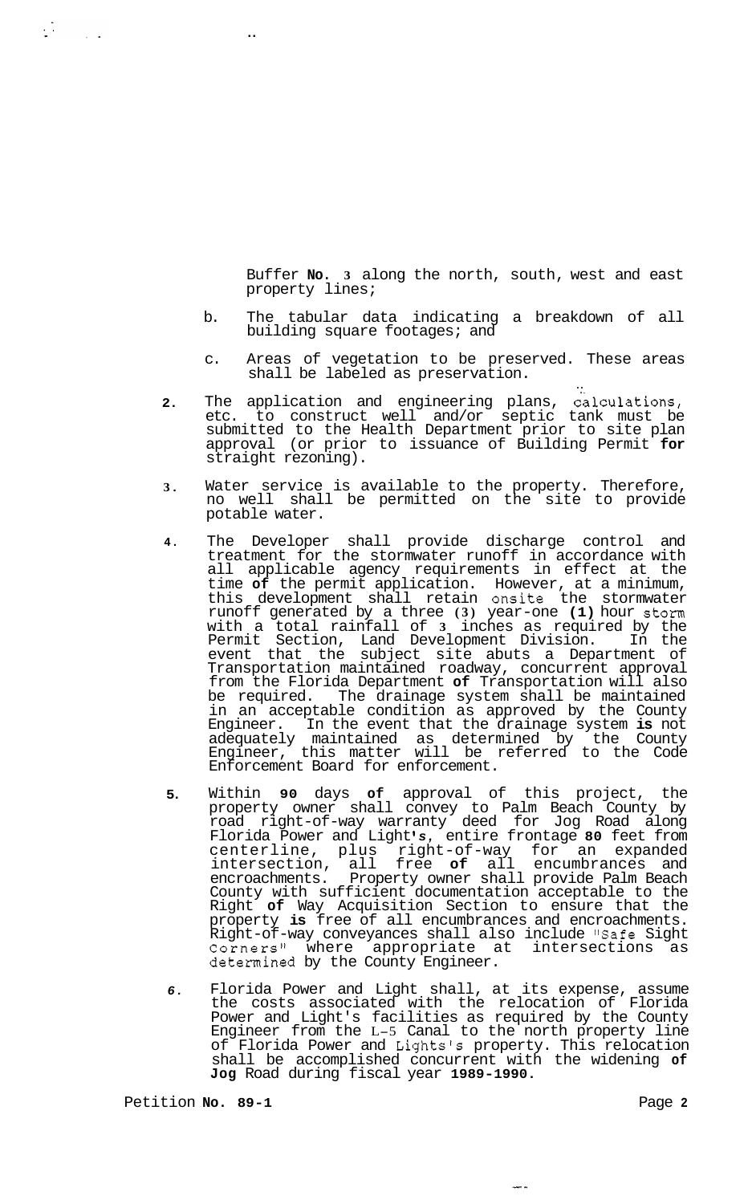Buffer **No. 3** along the north, south, west and east property lines;

b. The tabular data indicating a breakdown of all building square footages; and

c. Areas of vegetation to be preserved. These areas shall be labeled as preservation.

2. The application and engineering plans, calculations, etc. to construct well and/or septic tank must be submitted to the Health Department prior to site plan approval (or prior to issuance of Building Permit **for** straight rezoning).

3. Water service is available to the property. Therefore, no well shall be permitted on the site to provide potable water.

4. The Developer shall provide discharge control and treatment for the stormwater runoff in accordance with all applicable agency requirements in effect at the time **of** the permit application. However, at a minimum, this development shall retain onsite the stormwater runoff generated by a three **(3)** year-one **(1)** hour storm with a total rainfall of **3** inches as required by the Permit Section, Land Development Division. In the event that the subject site abuts a Department of Transportation maintained roadway, concurrent approval from the Florida Department **of** Transportation will also be required. The drainage system shall be maintained in an acceptable condition as approved by the County Engineer. In the event that the drainage system **is** not adequately maintained as determined by the County Engineer, this matter will be referred to the Code Enforcement Board for enforcement.

5. Within **90** days **of** approval of this project, the property owner shall convey to Palm Beach County by road right-of-way warranty deed for Jog Road along Florida Power and Light**'s**, entire frontage **80** feet from centerline, plus right-of-way for an expanded intersection, all free **of** all encumbrances and encroachments. Property owner shall provide Palm Beach County with sufficient documentation acceptable to the Right **of** Way Acquisition Section to ensure that the property **is** free of all encumbrances and encroachments. Right-of-way conveyances shall also include "Safe Sight Corners" where appropriate at intersections as determined by the County Engineer.

6. Florida Power and Light shall, at its expense, assume the costs associated with the relocation of Florida Power and Light's facilities as required by the County Engineer from the L-5 Canal to the north property line of Florida Power and Lights's property. This relocation shall be accomplished concurrent with the widening **of** **Jog** Road during fiscal year **1989-1990**.

Petition **No. 89-1**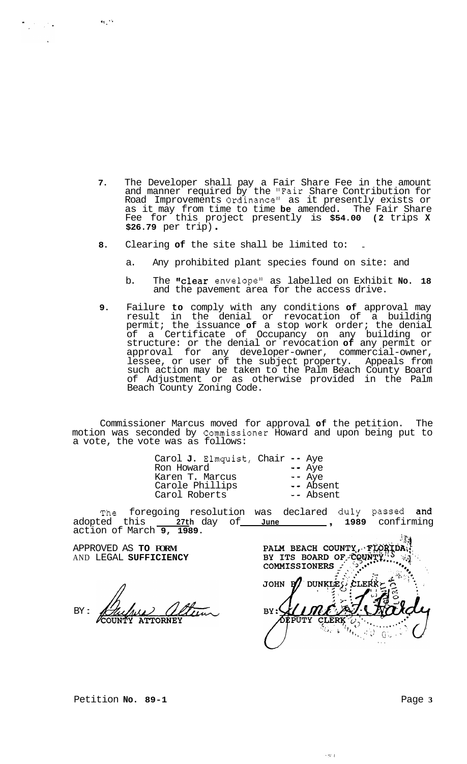7. The Developer shall pay a Fair Share Fee in the amount and manner required by the "Fair Share Contribution for Road Improvements Ordinance" as it presently exists or as it may from time to time **be** amended. The Fair Share Fee for this project presently is **$54.00 (2** trips **X $26.79** per trip).

8. Clearing **of** the site shall be limited to:

   a. Any prohibited plant species found on site: and

   b. The **"clear** envelope" as labelled on Exhibit **No. 18** and the pavement area for the access drive.

9. Failure **to** comply with any conditions **of** approval may result in the denial or revocation of a building permit; the issuance **of** a stop work order; the denial of a Certificate of Occupancy on any building or structure: or the denial or revocation **of** any permit or approval for any developer-owner, commercial-owner, lessee, or user of the subject property. Appeals from such action may be taken to the Palm Beach County Board of Adjustment or as otherwise provided in the Palm Beach County Zoning Code.

Commissioner Marcus moved for approval **of** the petition. The motion was seconded by Commissioner Howard and upon being put to a vote, the vote was as follows:

| | |
|---|---|
| Carol **J.** Elmquist, Chair | -- Aye |
| Ron Howard | -- Aye |
| Karen T. Marcus | -- Aye |
| Carole Phillips | -- Absent |
| Carol Roberts | -- Absent |

The foregoing resolution was declared duly passed **and** adopted this **27th** day of **June**, **1989** confirming action of March **9, 1989**.

APPROVED AS **TO FORM** AND LEGAL **SUFFICIENCY**

BY: **COUNTY ATTORNEY**

**PALM BEACH COUNTY, FLORIDA, BY ITS BOARD OF COUNTY COMMISSIONERS**

**JOHN B. DUNKLE, CLERK**

**BY: DEPUTY CLERK**

Petition **No. 89-1**